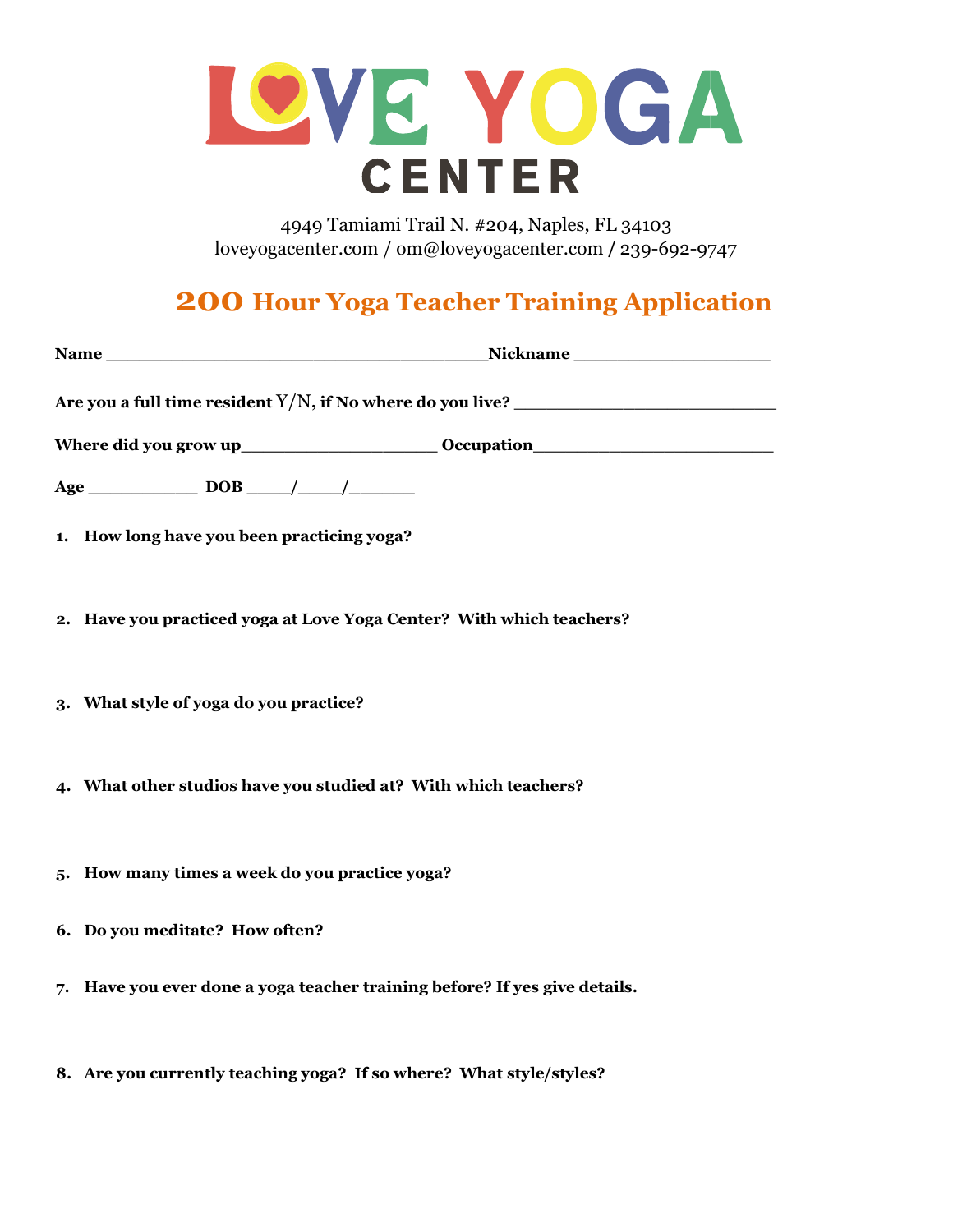# LOVE YOGA CENTER

4949 Tamiami Trail N. #204, Naples, FL 34103
loveyogacenter.com / om@loveyogacenter.com / 239-692-9747

## 200 Hour Yoga Teacher Training Application

**Name** ____________________________________ **Nickname** ___________________

**Are you a full time resident** Y/N, **if No where do you live?** ________________________

**Where did you grow up**__________________ **Occupation**______________________

**Age** __________ **DOB** ____/____/______

1. **How long have you been practicing yoga?**

2. **Have you practiced yoga at Love Yoga Center? With which teachers?**

3. **What style of yoga do you practice?**

4. **What other studios have you studied at? With which teachers?**

5. **How many times a week do you practice yoga?**

6. **Do you meditate? How often?**

7. **Have you ever done a yoga teacher training before? If yes give details.**

8. **Are you currently teaching yoga? If so where? What style/styles?**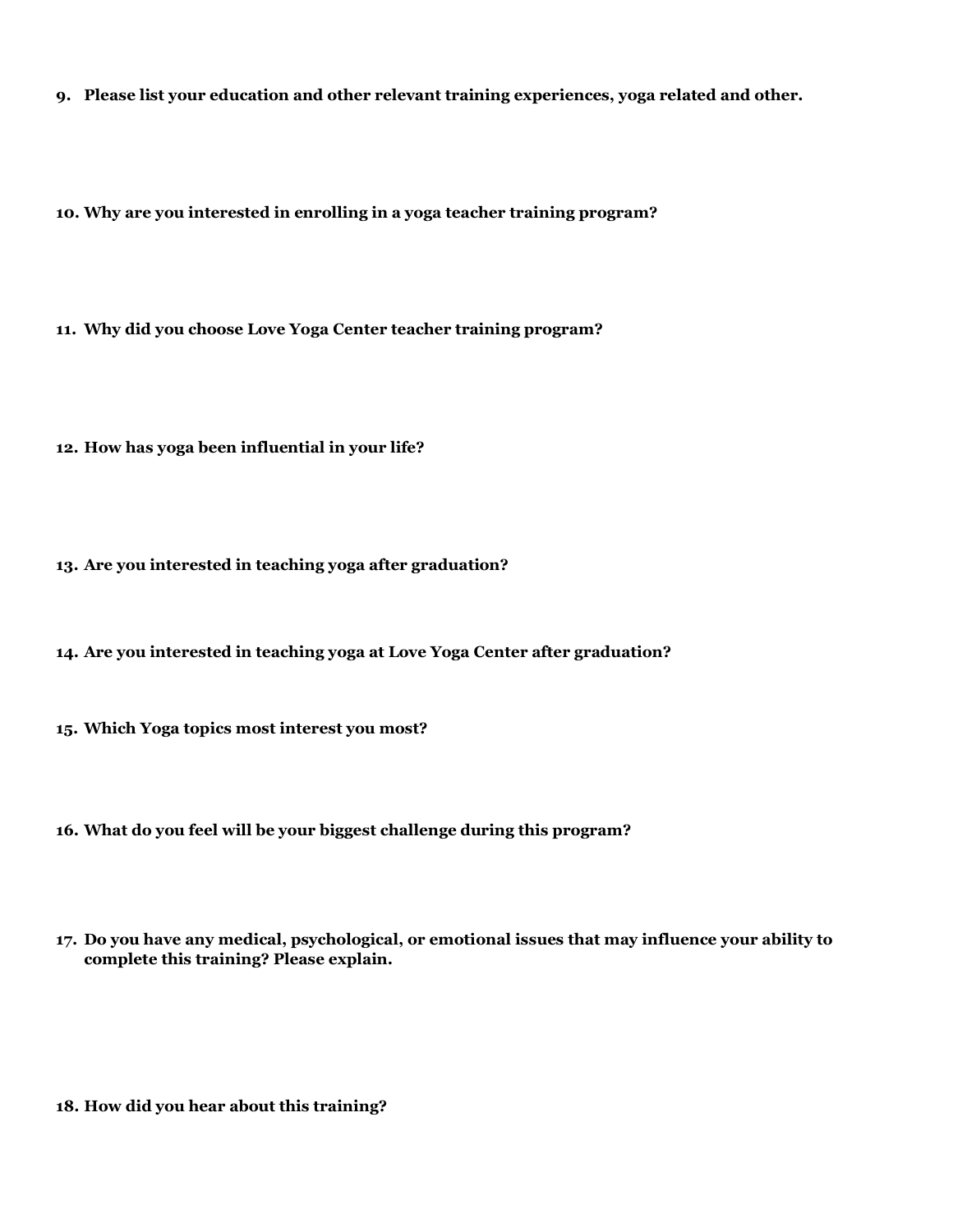9. **Please list your education and other relevant training experiences, yoga related and other.**

10. **Why are you interested in enrolling in a yoga teacher training program?**

11. **Why did you choose Love Yoga Center teacher training program?**

12. **How has yoga been influential in your life?**

13. **Are you interested in teaching yoga after graduation?**

14. **Are you interested in teaching yoga at Love Yoga Center after graduation?**

15. **Which Yoga topics most interest you most?**

16. **What do you feel will be your biggest challenge during this program?**

17. **Do you have any medical, psychological, or emotional issues that may influence your ability to complete this training? Please explain.**

18. **How did you hear about this training?**